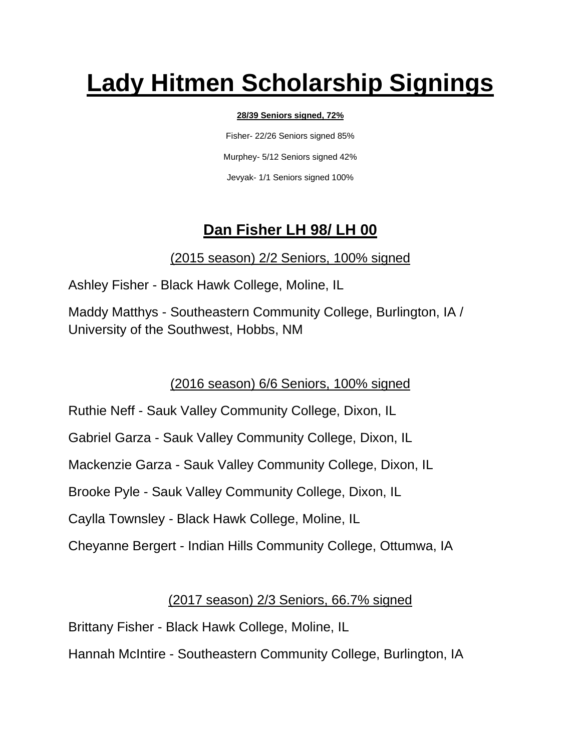# Lady Hitmen Scholarship Signings

**28/39 Seniors signed, 72%**

Fisher- 22/26 Seniors signed 85%

Murphey- 5/12 Seniors signed 42%

Jevyak- 1/1 Seniors signed 100%

## Dan Fisher LH 98/ LH 00

(2015 season) 2/2 Seniors, 100% signed

Ashley Fisher - Black Hawk College, Moline, IL

Maddy Matthys - Southeastern Community College, Burlington, IA / University of the Southwest, Hobbs, NM

(2016 season) 6/6 Seniors, 100% signed

Ruthie Neff - Sauk Valley Community College, Dixon, IL

Gabriel Garza - Sauk Valley Community College, Dixon, IL

Mackenzie Garza - Sauk Valley Community College, Dixon, IL

Brooke Pyle - Sauk Valley Community College, Dixon, IL

Caylla Townsley - Black Hawk College, Moline, IL

Cheyanne Bergert - Indian Hills Community College, Ottumwa, IA

(2017 season) 2/3 Seniors, 66.7% signed

Brittany Fisher - Black Hawk College, Moline, IL

Hannah McIntire - Southeastern Community College, Burlington, IA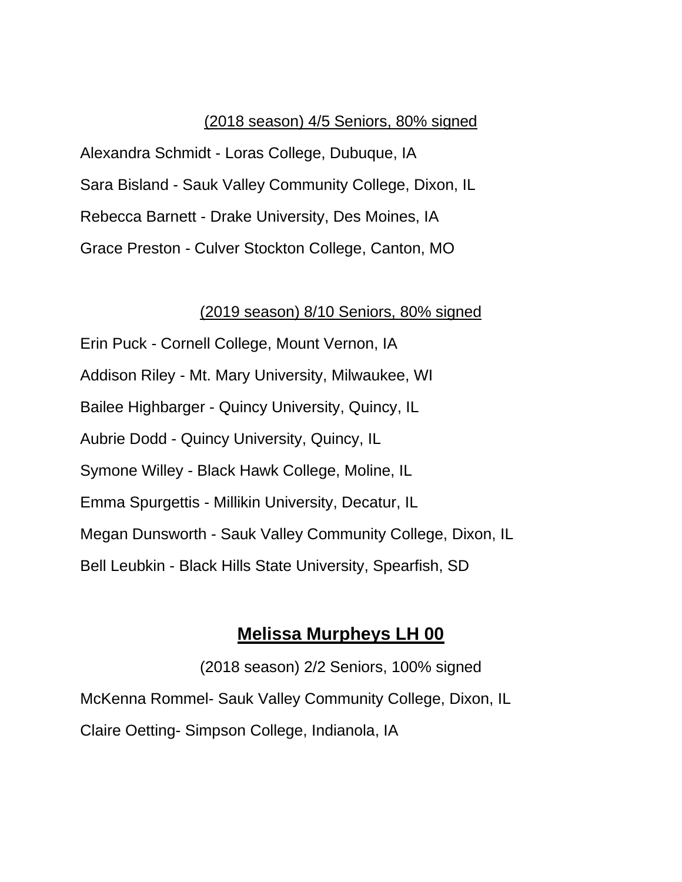(2018 season) 4/5 Seniors, 80% signed

Alexandra Schmidt - Loras College, Dubuque, IA

Sara Bisland - Sauk Valley Community College, Dixon, IL

Rebecca Barnett - Drake University, Des Moines, IA

Grace Preston - Culver Stockton College, Canton, MO

(2019 season) 8/10 Seniors, 80% signed

Erin Puck - Cornell College, Mount Vernon, IA

Addison Riley - Mt. Mary University, Milwaukee, WI

Bailee Highbarger - Quincy University, Quincy, IL

Aubrie Dodd - Quincy University, Quincy, IL

Symone Willey - Black Hawk College, Moline, IL

Emma Spurgettis - Millikin University, Decatur, IL

Megan Dunsworth - Sauk Valley Community College, Dixon, IL

Bell Leubkin - Black Hills State University, Spearfish, SD

## Melissa Murpheys LH 00

(2018 season) 2/2 Seniors, 100% signed

McKenna Rommel- Sauk Valley Community College, Dixon, IL

Claire Oetting- Simpson College, Indianola, IA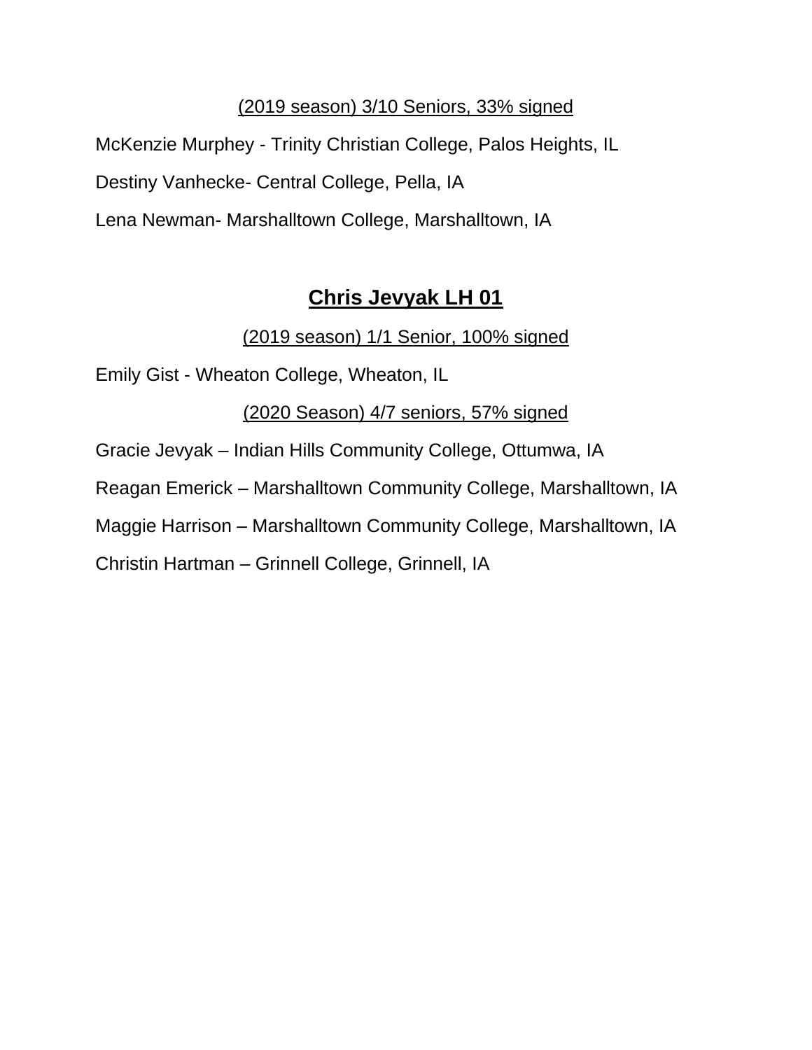(2019 season) 3/10 Seniors, 33% signed

McKenzie Murphey - Trinity Christian College, Palos Heights, IL

Destiny Vanhecke- Central College, Pella, IA

Lena Newman- Marshalltown College, Marshalltown, IA

## Chris Jevyak LH 01

(2019 season) 1/1 Senior, 100% signed

Emily Gist - Wheaton College, Wheaton, IL

(2020 Season) 4/7 seniors, 57% signed

Gracie Jevyak – Indian Hills Community College, Ottumwa, IA

Reagan Emerick – Marshalltown Community College, Marshalltown, IA

Maggie Harrison – Marshalltown Community College, Marshalltown, IA

Christin Hartman – Grinnell College, Grinnell, IA